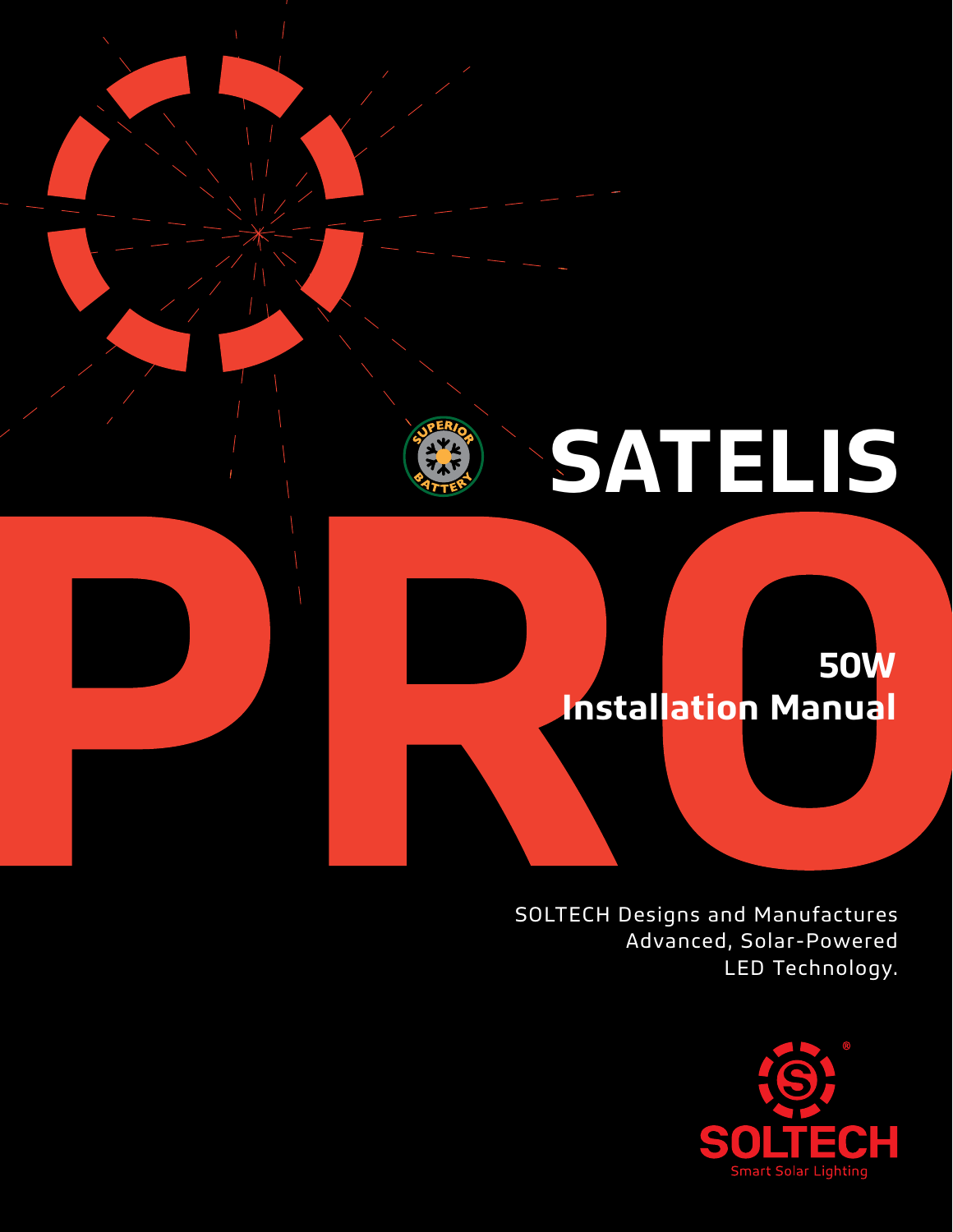SUPERIOR BATTERY

# SATELIS PRO

## 50W Installation Manual

SOLTECH Designs and Manufactures Advanced, Solar-Powered LED Technology.

SOLTECH®

Smart Solar Lighting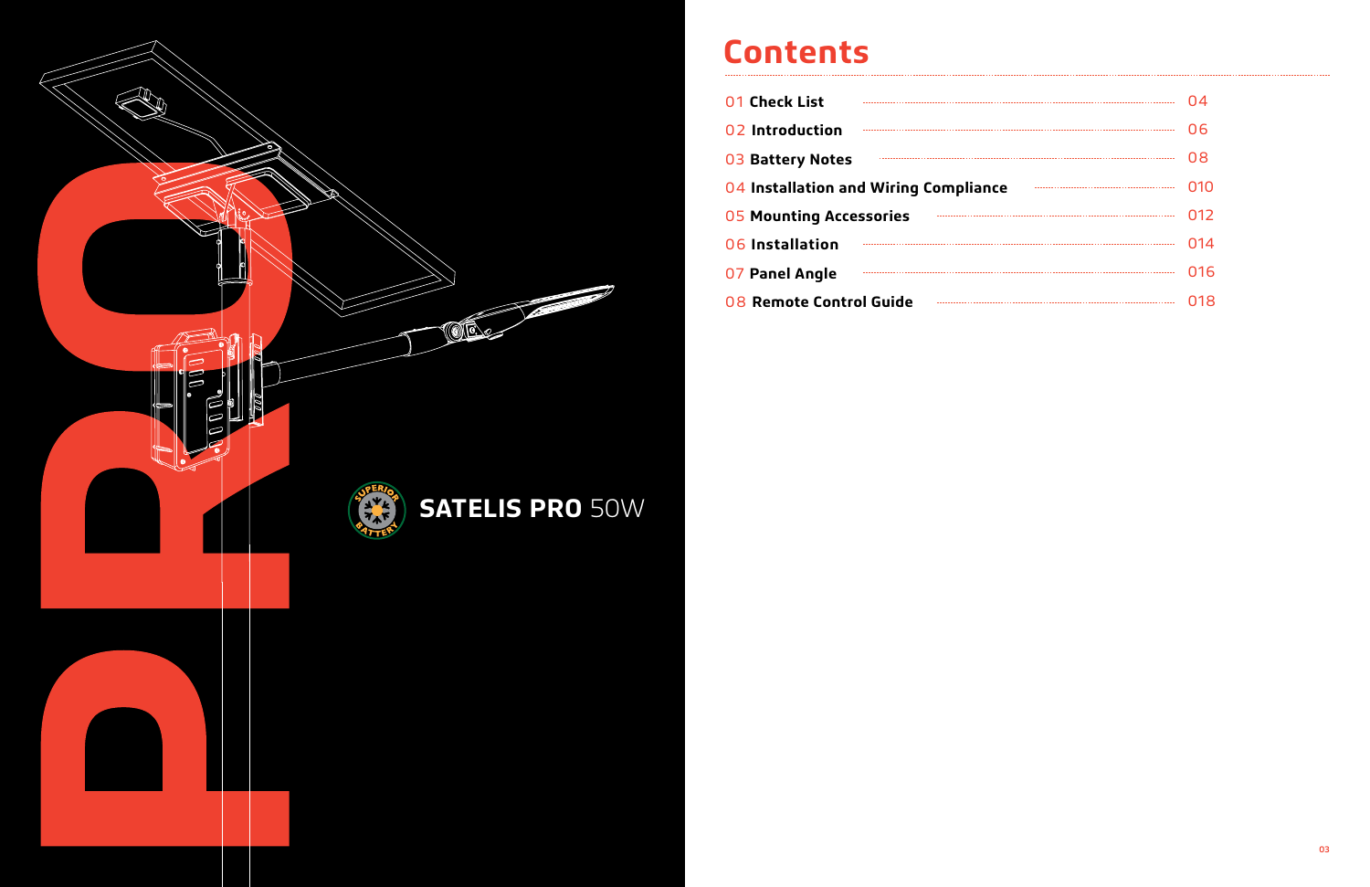SATELIS PRO 50W

# Contents

| | |
|---|---|
| 01 **Check List** | 04 |
| 02 **Introduction** | 06 |
| 03 **Battery Notes** | 08 |
| 04 **Installation and Wiring Compliance** | 010 |
| 05 **Mounting Accessories** | 012 |
| 06 **Installation** | 014 |
| 07 **Panel Angle** | 016 |
| 08 **Remote Control Guide** | 018 |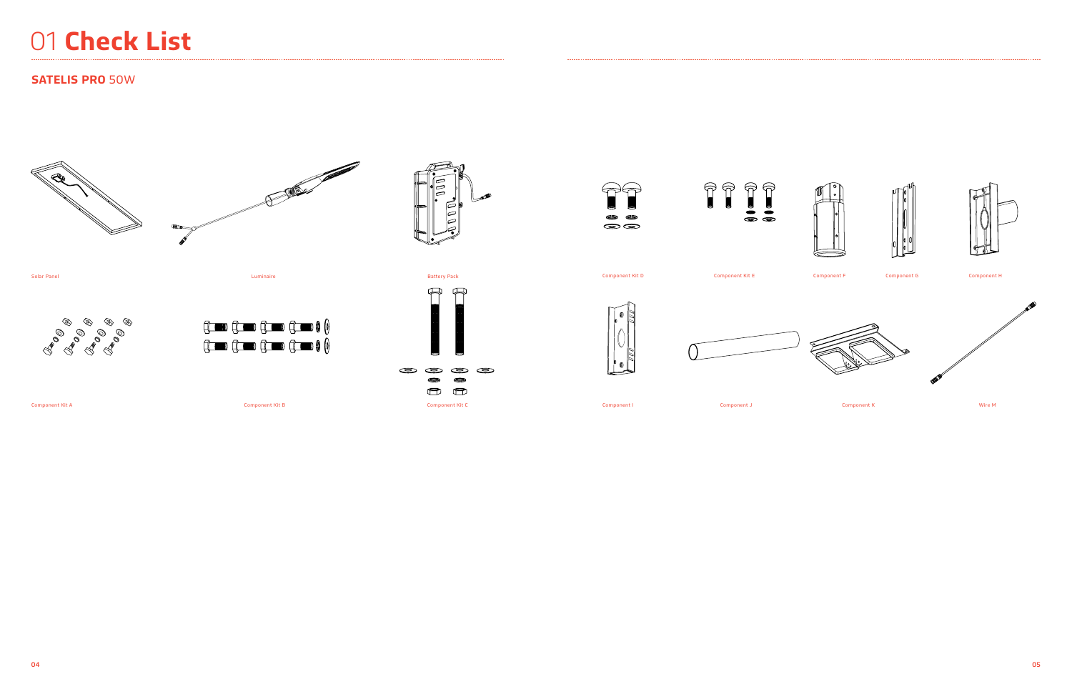# 01 **Check List**

## **SATELIS PRO** 50W

Solar Panel

Luminaire

Battery Pack

Component Kit D

Component Kit E

Component F

Component G

Component H

Component Kit A

Component Kit B

Component Kit C

Component I

Component J

Component K

Wire M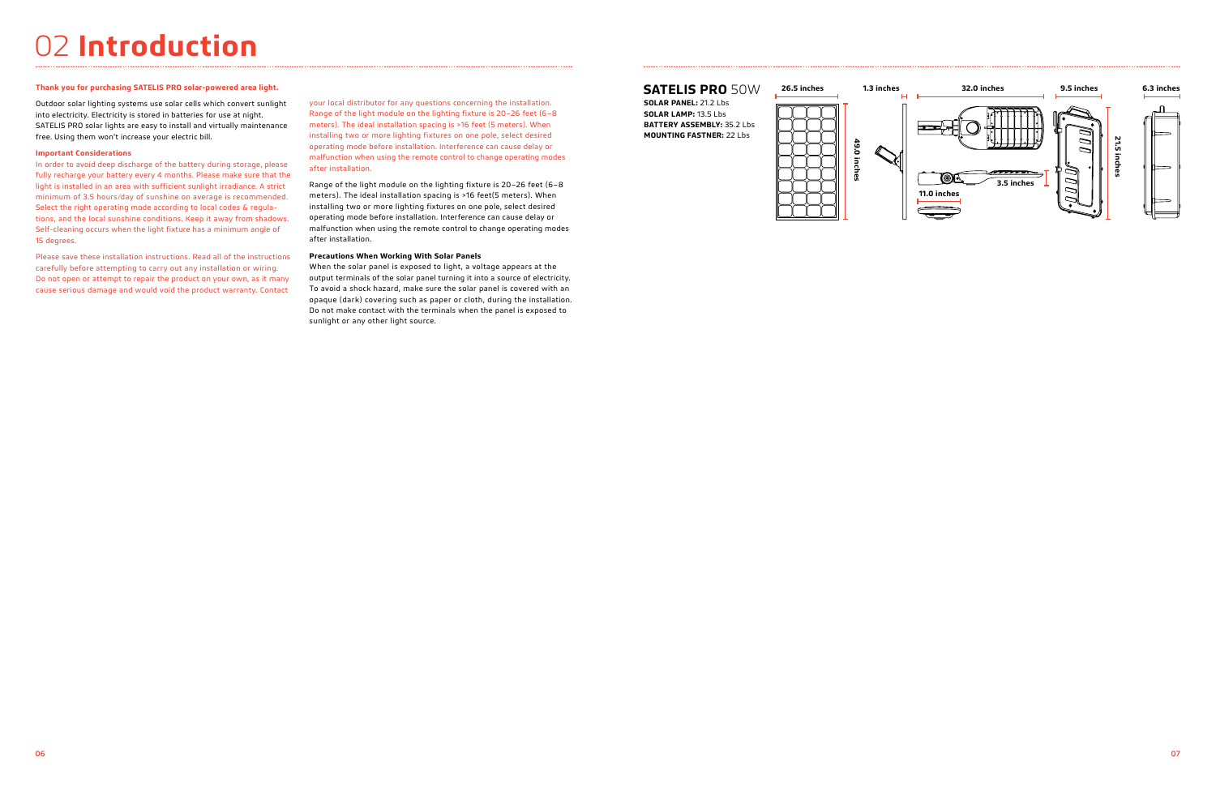# 02 **Introduction**

**Thank you for purchasing SATELIS PRO solar-powered area light.**

Outdoor solar lighting systems use solar cells which convert sunlight into electricity. Electricity is stored in batteries for use at night. SATELIS PRO solar lights are easy to install and virtually maintenance free. Using them won't increase your electric bill.

**Important Considerations**

In order to avoid deep discharge of the battery during storage, please fully recharge your battery every 4 months. Please make sure that the light is installed in an area with sufficient sunlight irradiance. A strict minimum of 3.5 hours/day of sunshine on average is recommended. Select the right operating mode according to local codes & regulations, and the local sunshine conditions. Keep it away from shadows. Self-cleaning occurs when the light fixture has a minimum angle of 15 degrees.

Please save these installation instructions. Read all of the instructions carefully before attempting to carry out any installation or wiring. Do not open or attempt to repair the product on your own, as it many cause serious damage and would void the product warranty. Contact your local distributor for any questions concerning the installation. Range of the light module on the lighting fixture is 20–26 feet (6–8 meters). The ideal installation spacing is >16 feet (5 meters). When installing two or more lighting fixtures on one pole, select desired operating mode before installation. Interference can cause delay or malfunction when using the remote control to change operating modes after installation.

Range of the light module on the lighting fixture is 20–26 feet (6–8 meters). The ideal installation spacing is >16 feet(5 meters). When installing two or more lighting fixtures on one pole, select desired operating mode before installation. Interference can cause delay or malfunction when using the remote control to change operating modes after installation.

**Precautions When Working With Solar Panels**

When the solar panel is exposed to light, a voltage appears at the output terminals of the solar panel turning it into a source of electricity. To avoid a shock hazard, make sure the solar panel is covered with an opaque (dark) covering such as paper or cloth, during the installation. Do not make contact with the terminals when the panel is exposed to sunlight or any other light source.

## **SATELIS PRO** 50W

**SOLAR PANEL:** 21.2 Lbs
**SOLAR LAMP:** 13.5 Lbs
**BATTERY ASSEMBLY:** 35.2 Lbs
**MOUNTING FASTNER:** 22 Lbs

26.5 inches
49.0 inches
1.3 inches
32.0 inches
3.5 inches
11.0 inches
9.5 inches
21.5 inches
6.3 inches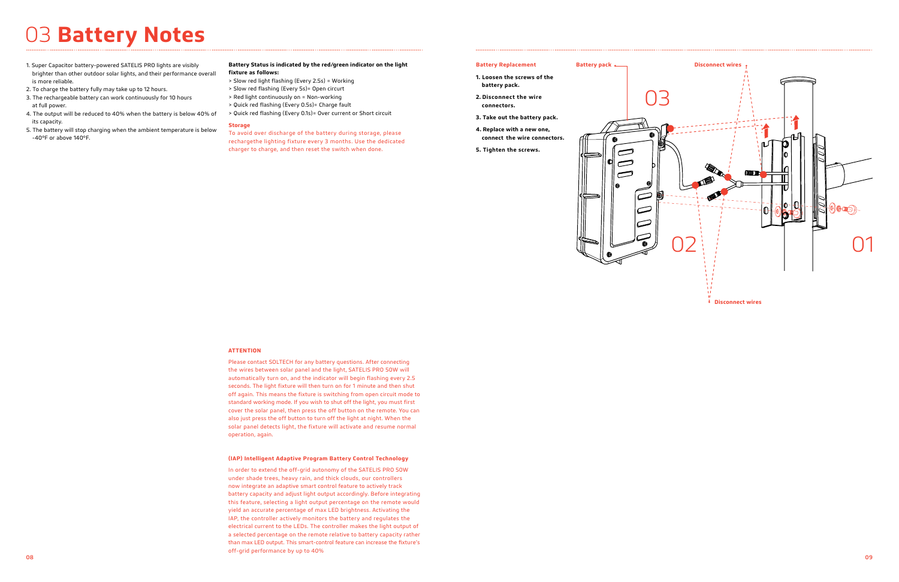# 03 **Battery Notes**

1. Super Capacitor battery-powered SATELIS PRO lights are visibly brighter than other outdoor solar lights, and their performance overall is more reliable.
2. To charge the battery fully may take up to 12 hours.
3. The rechargeable battery can work continuously for 10 hours at full power.
4. The output will be reduced to 40% when the battery is below 40% of its capacity.
5. The battery will stop charging when the ambient temperature is below -40°F or above 140°F.

**Battery Status is indicated by the red/green indicator on the light fixture as follows:**

> Slow red light flashing (Every 2.5s) = Working
> Slow red flashing (Every 5s)= Open circurt
> Red light continuously on = Non-working
> Quick red flashing (Every 0.5s)= Charge fault
> Quick red flashing (Every 0.1s)= Over current or Short circuit

**Storage**

To avoid over discharge of the battery during storage, please rechargethe lighting fixture every 3 months. Use the dedicated charger to charge, and then reset the switch when done.

**ATTENTION**

Please contact SOLTECH for any battery questions. After connecting the wires between solar panel and the light, SATELIS PRO 50W will automatically turn on, and the indicator will begin flashing every 2.5 seconds. The light fixture will then turn on for 1 minute and then shut off again. This means the fixture is switching from open circuit mode to standard working mode. If you wish to shut off the light, you must first cover the solar panel, then press the off button on the remote. You can also just press the off button to turn off the light at night. When the solar panel detects light, the fixture will activate and resume normal operation, again.

**(IAP) Intelligent Adaptive Program Battery Control Technology**

In order to extend the off-grid autonomy of the SATELIS PRO 50W under shade trees, heavy rain, and thick clouds, our controllers now integrate an adaptive smart control feature to actively track battery capacity and adjust light output accordingly. Before integrating this feature, selecting a light output percentage on the remote would yield an accurate percentage of max LED brightness. Activating the IAP, the controller actively monitors the battery and regulates the electrical current to the LEDs. The controller makes the light output of a selected percentage on the remote relative to battery capacity rather than max LED output. This smart-control feature can increase the fixture's off-grid performance by up to 40%

**Battery Replacement**

1. **Loosen the screws of the battery pack.**
2. **Disconnect the wire connectors.**
3. **Take out the battery pack.**
4. **Replace with a new one, connect the wire connectors.**
5. **Tighten the screws.**

Battery pack

Disconnect wires

03

02

01

Disconnect wires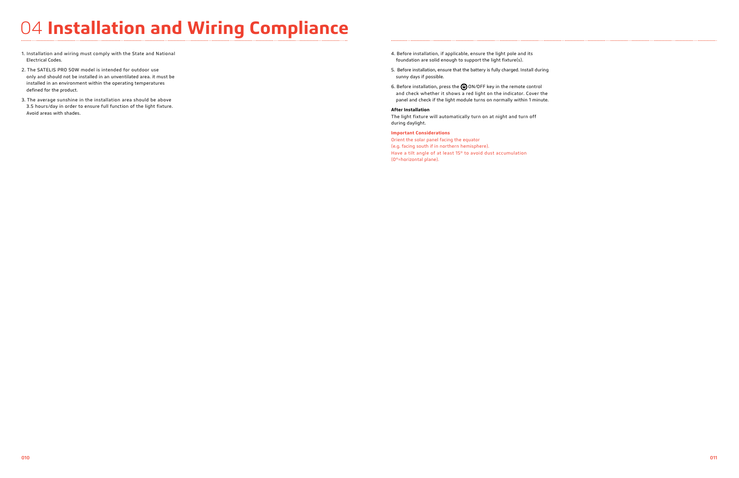# 04 **Installation and Wiring Compliance**

1. Installation and wiring must comply with the State and National Electrical Codes.
2. The SATELIS PRO 50W model is intended for outdoor use only and should not be installed in an unventilated area. it must be installed in an environment within the operating temperatures defined for the product.
3. The average sunshine in the installation area should be above 3.5 hours/day in order to ensure full function of the light fixture. Avoid areas with shades.
4. Before installation, if applicable, ensure the light pole and its foundation are solid enough to support the light fixture(s).
5. Before installation, ensure that the battery is fully charged. Install during sunny days if possible.
6. Before installation, press the ⏻ ON/OFF key in the remote control and check whether it shows a red light on the indicator. Cover the panel and check if the light module turns on normally within 1 minute.

**After Installation**

The light fixture will automatically turn on at night and turn off during daylight.

**Important Considerations**

Orient the solar panel facing the equator (e.g. facing south if in northern hemisphere).
Have a tilt angle of at least 15° to avoid dust accumulation (0°=horizontal plane).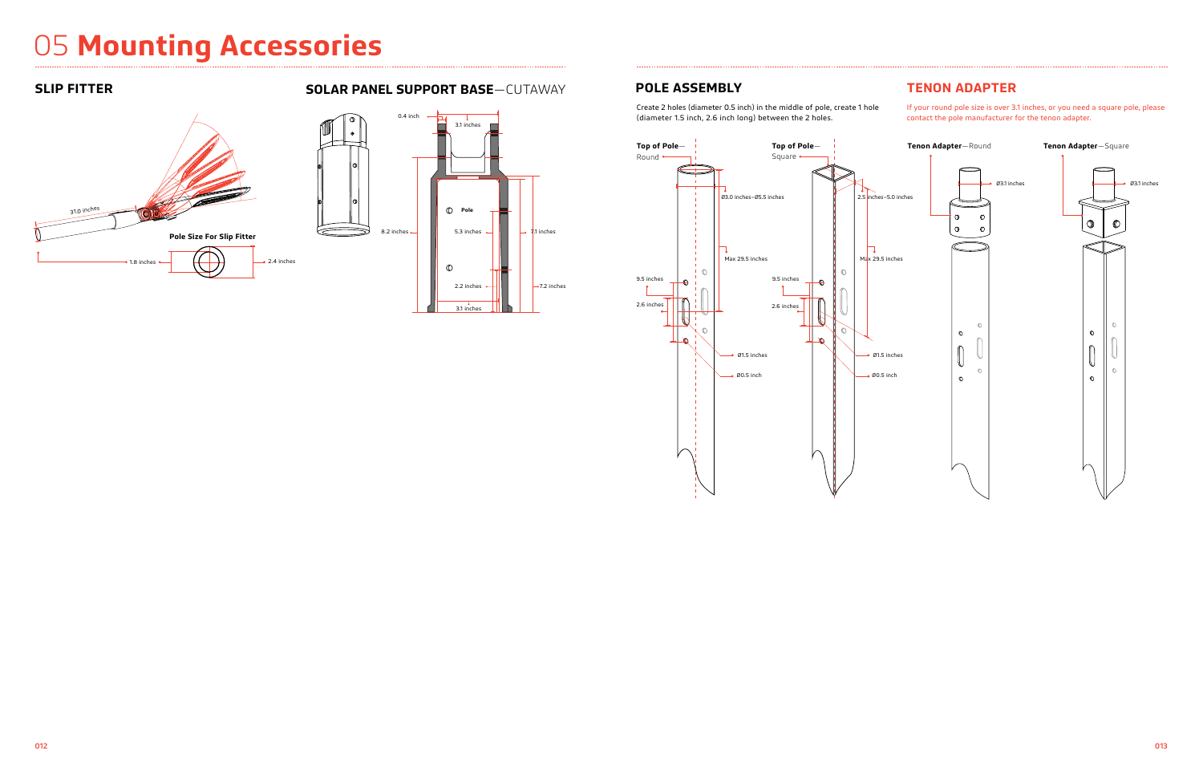# 05 **Mounting Accessories**

## SLIP FITTER

31.0 inches

**Pole Size For Slip Fitter**

1.8 inches

2.4 inches

## SOLAR PANEL SUPPORT BASE—CUTAWAY

0.4 inch

3.1 inches

**Pole**

8.2 inches

5.3 inches

7.1 inches

2.2 inches

7.2 inches

3.1 inches

## POLE ASSEMBLY

Create 2 holes (diameter 0.5 inch) in the middle of pole, create 1 hole (diameter 1.5 inch, 2.6 inch long) between the 2 holes.

**Top of Pole**—Round

Ø3.0 inches–Ø5.5 inches

Max 29.5 inches

9.5 inches

2.6 inches

Ø1.5 inches

Ø0.5 inch

**Top of Pole**—Square

2.5 inches–5.0 inches

Max 29.5 inches

9.5 inches

2.6 inches

Ø1.5 inches

Ø0.5 inch

## TENON ADAPTER

If your round pole size is over 3.1 inches, or you need a square pole, please contact the pole manufacturer for the tenon adapter.

**Tenon Adapter**—Round

Ø3.1 inches

**Tenon Adapter**—Square

Ø3.1 inches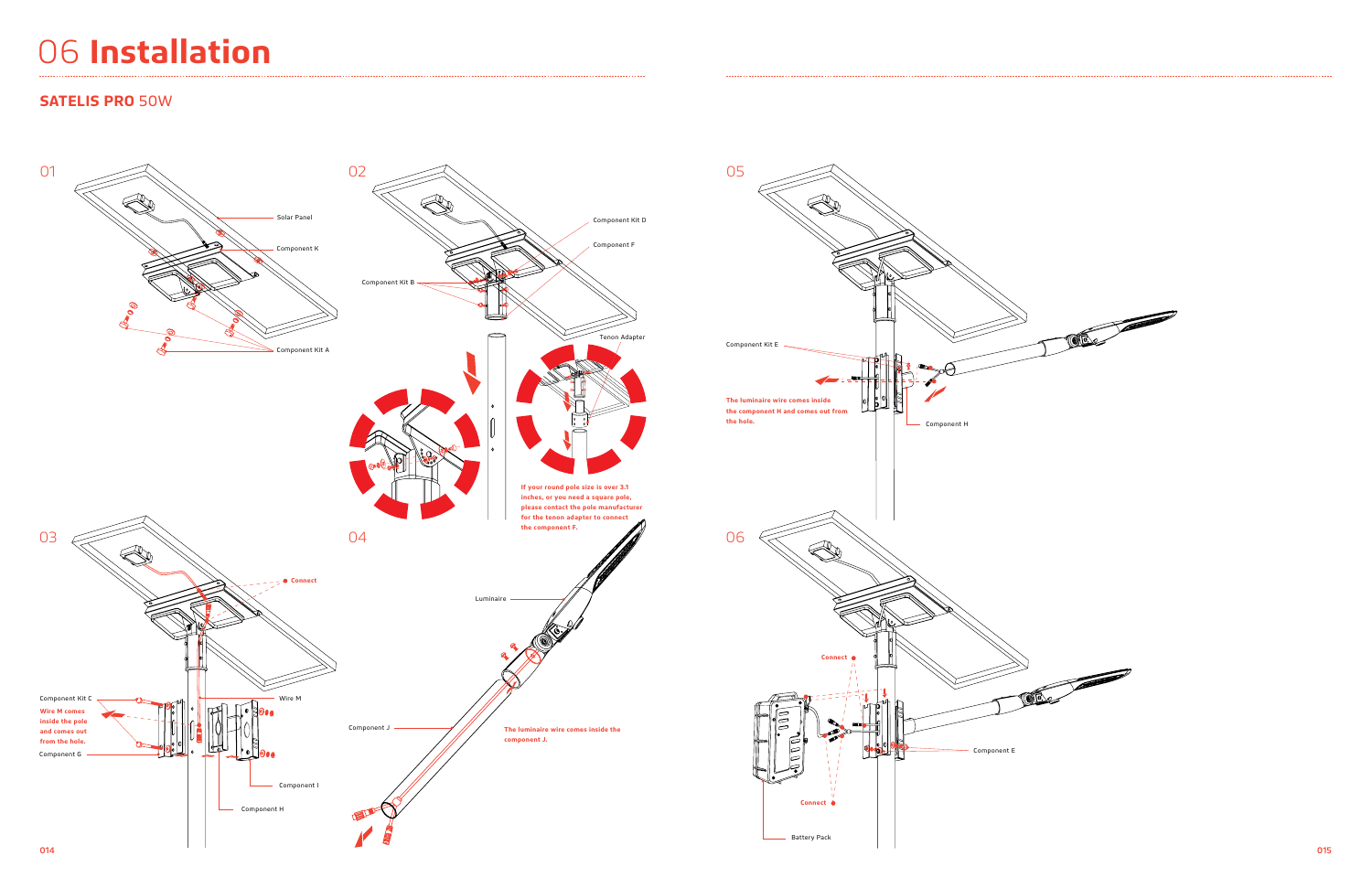# 06 **Installation**

## **SATELIS PRO** 50W

### 01

Solar Panel

Component K

Component Kit A

### 02

Component Kit D

Component F

Component Kit B

Tenon Adapter

**If your round pole size is over 3.1 inches, or you need a square pole, please contact the pole manufacturer for the tenon adapter to connect the component F.**

### 03

Connect

Component Kit C

**Wire M comes inside the pole and comes out from the hole.**

Component G

Wire M

Component I

Component H

### 04

Luminaire

Component J

**The luminaire wire comes inside the component J.**

### 05

Component Kit E

**The luminaire wire comes inside the component H and comes out from the hole.**

Component H

### 06

Connect

Component E

Connect

Battery Pack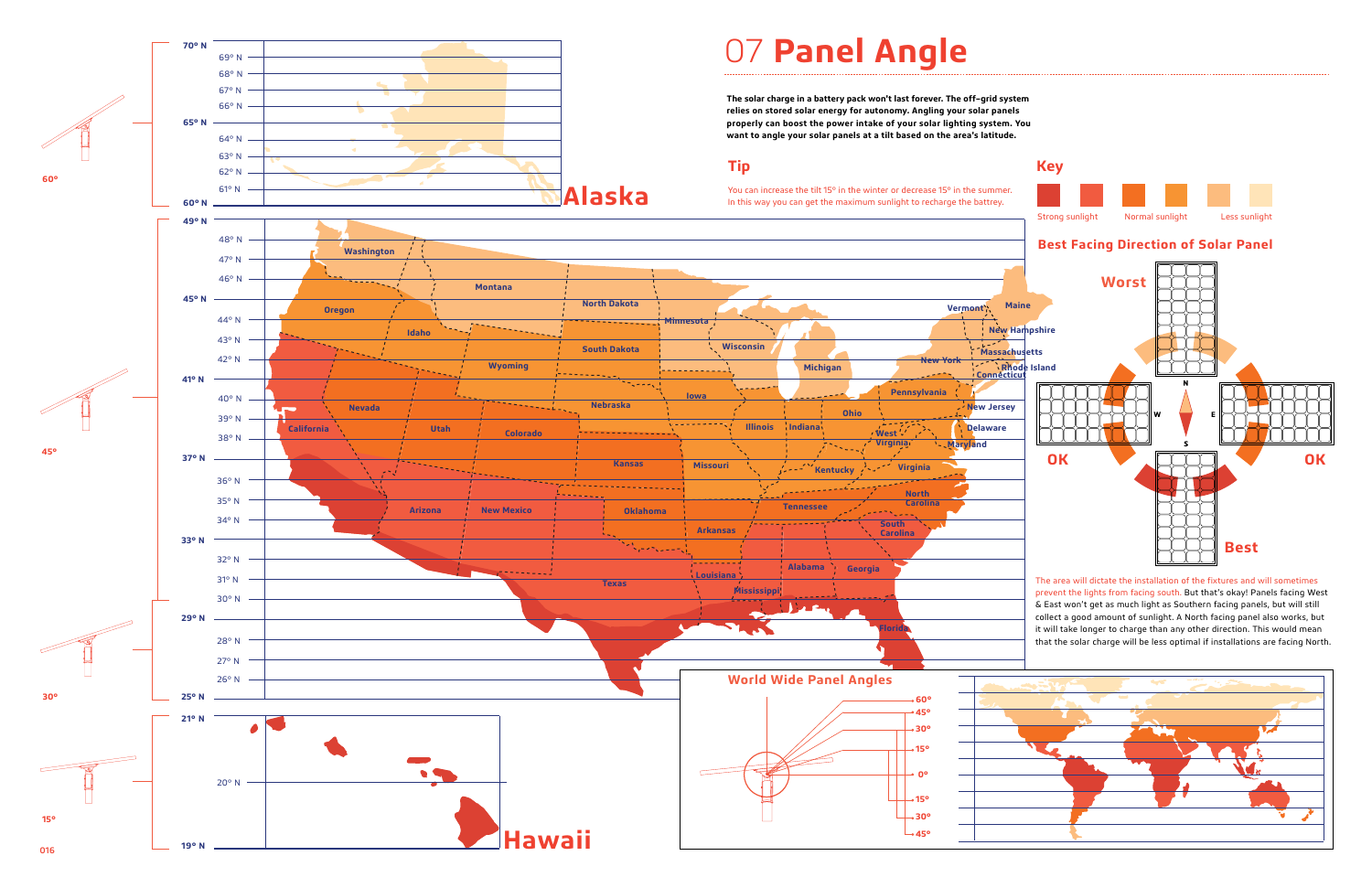# 07 Panel Angle

**The solar charge in a battery pack won't last forever. The off-grid system relies on stored solar energy for autonomy. Angling your solar panels properly can boost the power intake of your solar lighting system. You want to angle your solar panels at a tilt based on the area's latitude.**

## Tip

You can increase the tilt 15° in the winter or decrease 15° in the summer. In this way you can get the maximum sunlight to recharge the battrey.

## Key

Strong sunlight — Normal sunlight — Less sunlight

## Best Facing Direction of Solar Panel

Worst

OK — OK

Best

The area will dictate the installation of the fixtures and will sometimes prevent the lights from facing south. But that's okay! Panels facing West & East won't get as much light as Southern facing panels, but will still collect a good amount of sunlight. A North facing panel also works, but it will take longer to charge than any other direction. This would mean that the solar charge will be less optimal if installations are facing North.

## World Wide Panel Angles

60°, 45°, 30°, 15°, 0°, 15°, 30°, 45°

Alaska

Hawaii

60° — 45° — 30° — 15°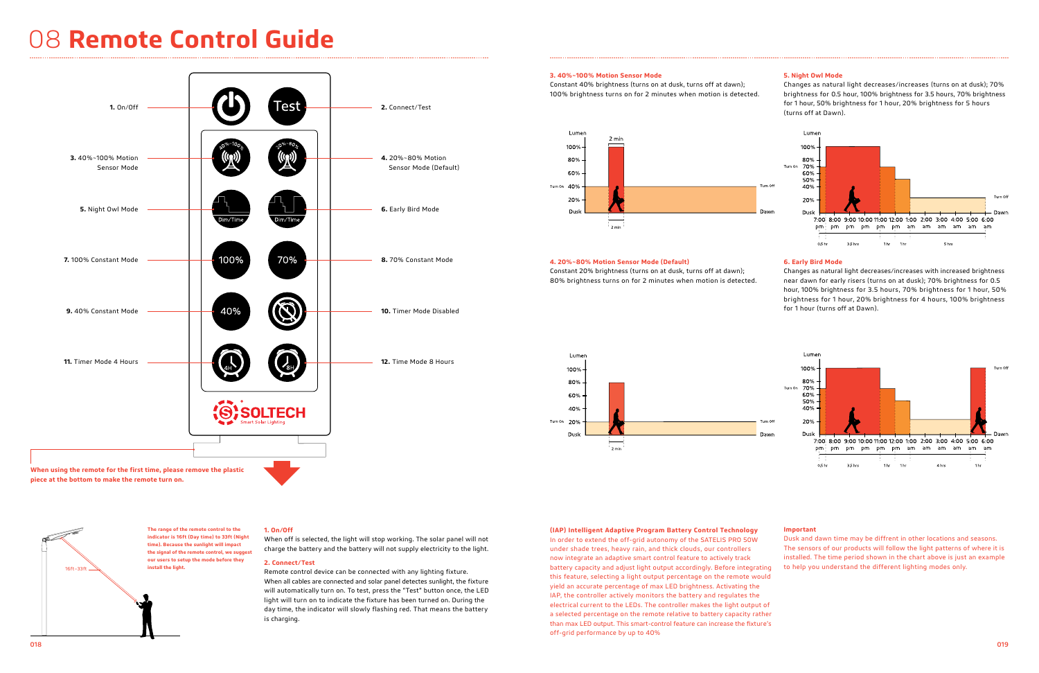# 08 **Remote Control Guide**

**1.** On/Off

**2.** Connect/Test

**3.** 40%~100% Motion Sensor Mode

**4.** 20%~80% Motion Sensor Mode (Default)

**5.** Night Owl Mode

**6.** Early Bird Mode

**7.** 100% Constant Mode

**8.** 70% Constant Mode

**9.** 40% Constant Mode

**10.** Timer Mode Disabled

**11.** Timer Mode 4 Hours

**12.** Time Mode 8 Hours

**When using the remote for the first time, please remove the plastic piece at the bottom to make the remote turn on.**

**The range of the remote control to the indicator is 16ft (Day time) to 33ft (Night time). Because the sunlight will impact the signal of the remote control, we suggest our users to setup the mode before they install the light.**

16ft~33ft

### 1. On/Off

When off is selected, the light will stop working. The solar panel will not charge the battery and the battery will not supply electricity to the light.

### 2. Connect/Test

Remote control device can be connected with any lighting fixture. When all cables are connected and solar panel detects sunlight, the fixture will automatically turn on. To test, press the "Test" button once, the LED light will turn on to indicate the fixture has been turned on. During the day time, the indicator will slowly flashing red. That means the battery is charging.

### 3. 40%~100% Motion Sensor Mode

Constant 40% brightness (turns on at dusk, turns off at dawn); 100% brightness turns on for 2 minutes when motion is detected.

### 4. 20%~80% Motion Sensor Mode (Default)

Constant 20% brightness (turns on at dusk, turns off at dawn); 80% brightness turns on for 2 minutes when motion is detected.

### 5. Night Owl Mode

Changes as natural light decreases/increases (turns on at dusk); 70% brightness for 0.5 hour, 100% brightness for 3.5 hours, 70% brightness for 1 hour, 50% brightness for 1 hour, 20% brightness for 5 hours (turns off at Dawn).

### 6. Early Bird Mode

Changes as natural light decreases/increases with increased brightness near dawn for early risers (turns on at dusk); 70% brightness for 0.5 hour, 100% brightness for 3.5 hours, 70% brightness for 1 hour, 50% brightness for 1 hour, 20% brightness for 4 hours, 100% brightness for 1 hour (turns off at Dawn).

### (IAP) Intelligent Adaptive Program Battery Control Technology

In order to extend the off-grid autonomy of the SATELIS PRO 50W under shade trees, heavy rain, and thick clouds, our controllers now integrate an adaptive smart control feature to actively track battery capacity and adjust light output accordingly. Before integrating this feature, selecting a light output percentage on the remote would yield an accurate percentage of max LED brightness. Activating the IAP, the controller actively monitors the battery and regulates the electrical current to the LEDs. The controller makes the light output of a selected percentage on the remote relative to battery capacity rather than max LED output. This smart-control feature can increase the fixture's off-grid performance by up to 40%

### Important

Dusk and dawn time may be diffrent in other locations and seasons. The sensors of our products will follow the light patterns of where it is installed. The time period shown in the chart above is just an example to help you understand the different lighting modes only.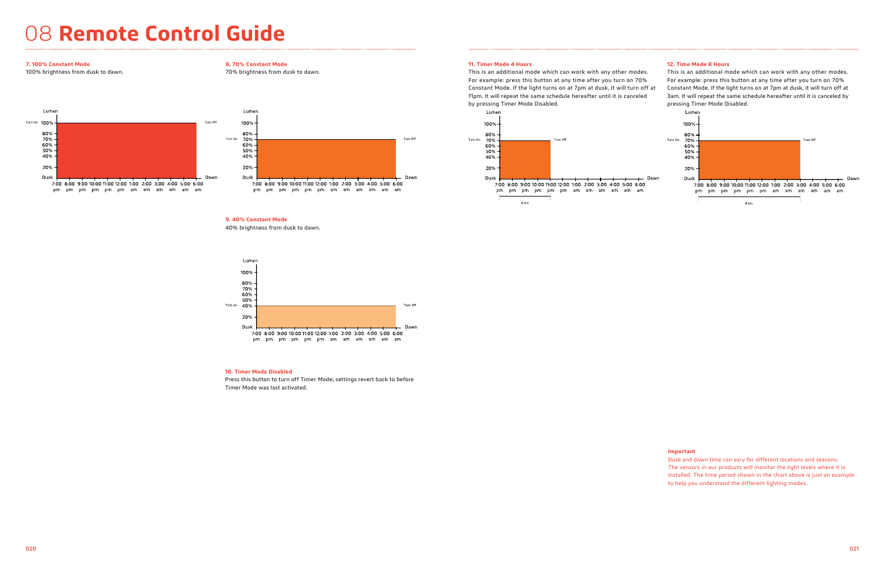# 08 **Remote Control Guide**

**7. 100% Constant Mode**

100% brightness from dusk to dawn.

**8. 70% Constant Mode**

70% brightness from dusk to dawn.

**9. 40% Constant Mode**

40% brightness from dusk to dawn.

**10. Timer Mode Disabled**

Press this button to turn off Timer Mode; settings revert back to before Timer Mode was last activated.

**11. Timer Mode 4 Hours**

This is an additional mode which can work with any other modes. For example: press this button at any time after you turn on 70% Constant Mode. If the light turns on at 7pm at dusk, it will turn off at 11pm. It will repeat the same schedule hereafter until it is canceled by pressing Timer Mode Disabled.

**12. Time Mode 8 Hours**

This is an additional mode which can work with any other modes. For example: press this button at any time after you turn on 70% Constant Mode. If the light turns on at 7pm at dusk, it will turn off at 3am. It will repeat the same schedule hereafter until it is canceled by pressing Timer Mode Disabled.

**Important**

Dusk and dawn time can vary for different locations and seasons. The sensors in our products will monitor the light levels where it is installed. The time period shown in the chart above is just an example to help you understand the different lighting modes.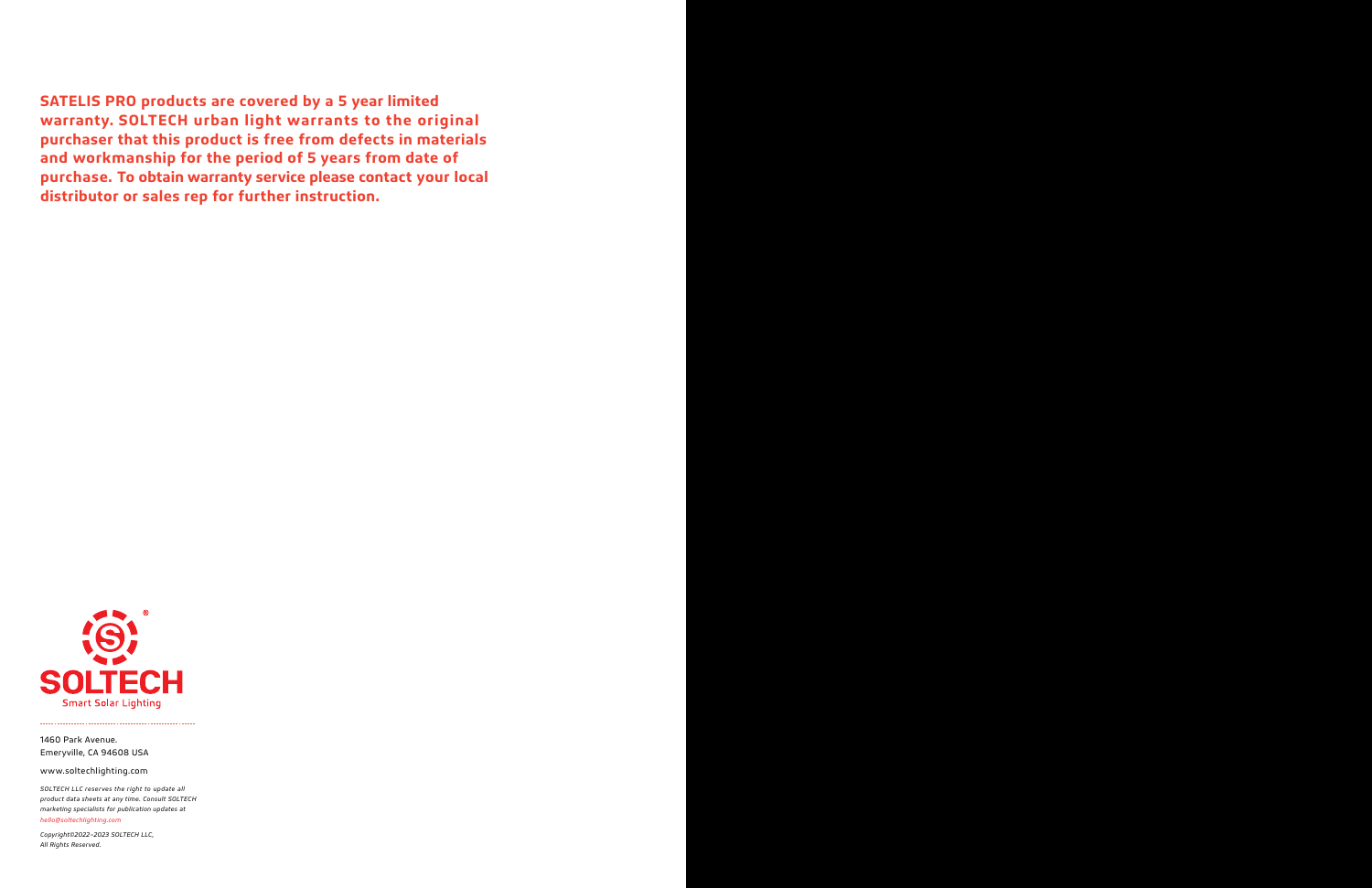**SATELIS PRO products are covered by a 5 year limited warranty. SOLTECH urban light warrants to the original purchaser that this product is free from defects in materials and workmanship for the period of 5 years from date of purchase. To obtain warranty service please contact your local distributor or sales rep for further instruction.**

SOLTECH®
Smart Solar Lighting

1460 Park Avenue.
Emeryville, CA 94608 USA

www.soltechlighting.com

*SOLTECH LLC reserves the right to update all product data sheets at any time. Consult SOLTECH marketing specialists for publication updates at hello@soltechlighting.com*

*Copyright©2022–2023 SOLTECH LLC, All Rights Reserved.*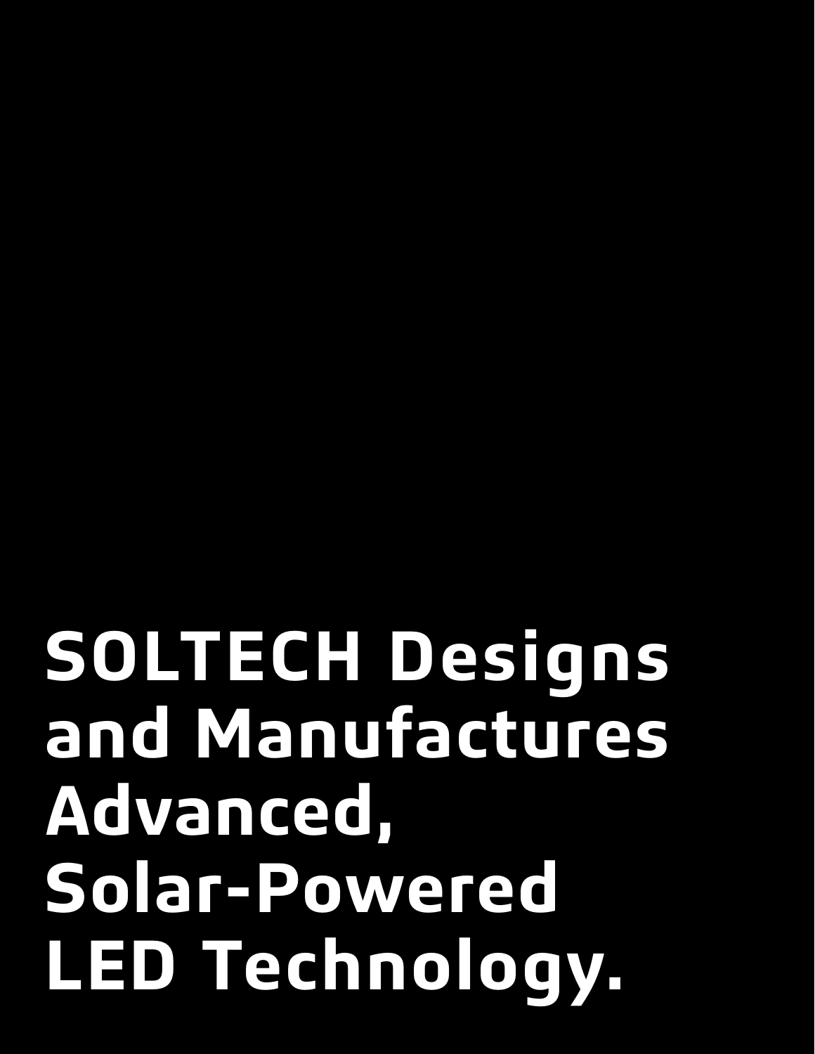# SOLTECH Designs and Manufactures Advanced, Solar-Powered LED Technology.